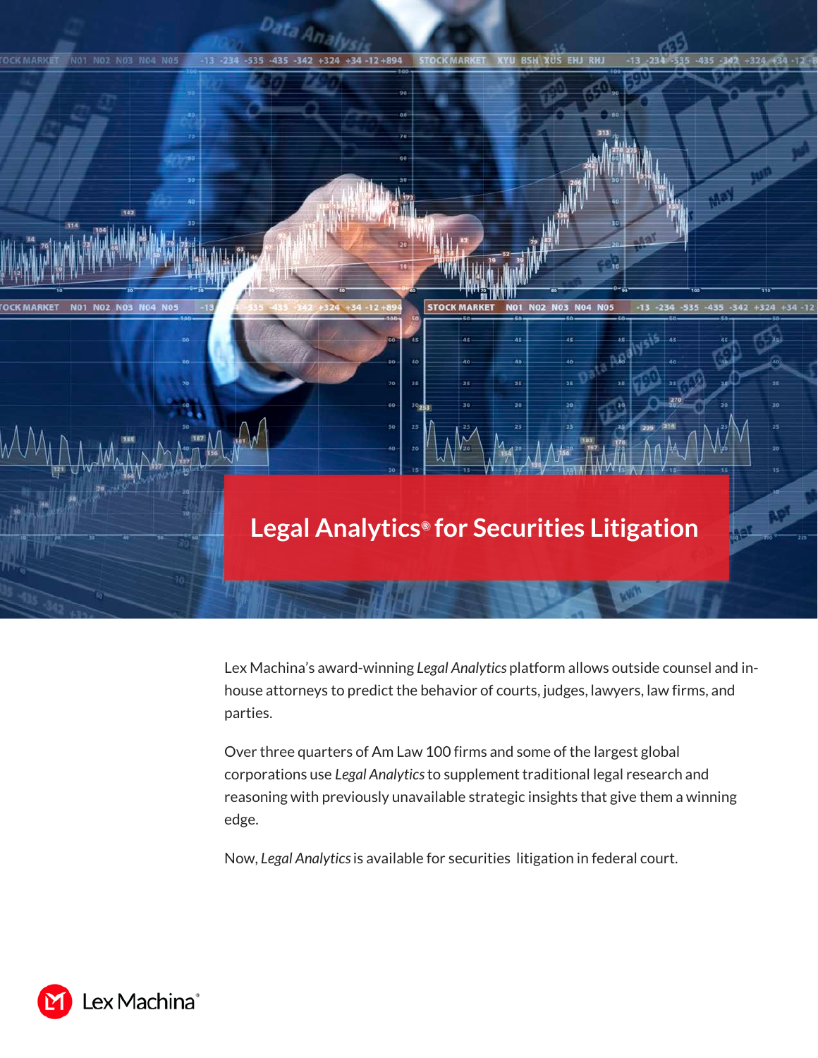# Legal Analytics® for Securities Litigation

Lex Machina's award-winning *Legal Analytics* platform allows outside counsel and in-house attorneys to predict the behavior of courts, judges, lawyers, law firms, and parties.

Over three quarters of Am Law 100 firms and some of the largest global corporations use *Legal Analytics* to supplement traditional legal research and reasoning with previously unavailable strategic insights that give them a winning edge.

Now, *Legal Analytics* is available for securities litigation in federal court.

Lex Machina®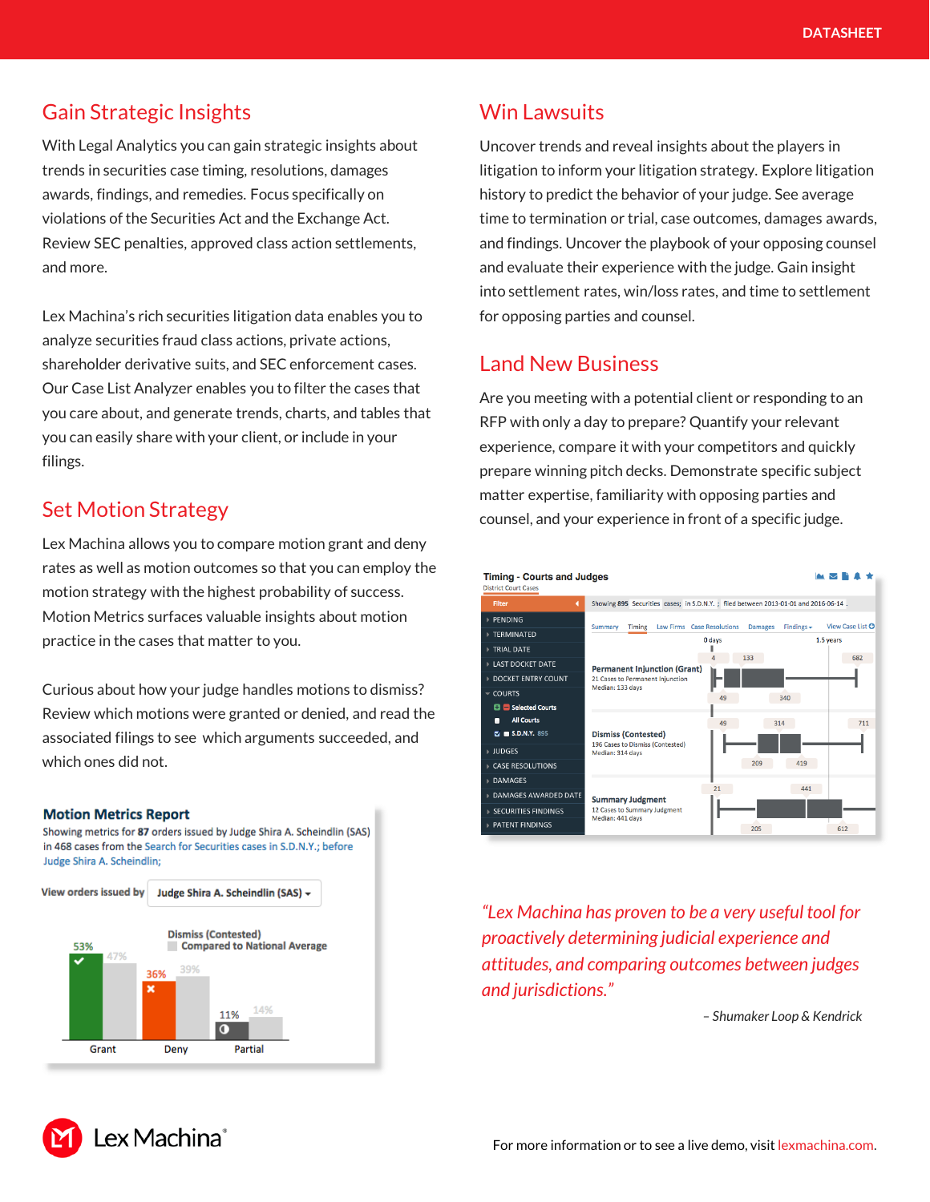## Gain Strategic Insights

With Legal Analytics you can gain strategic insights about trends in securities case timing, resolutions, damages awards, findings, and remedies. Focus specifically on violations of the Securities Act and the Exchange Act. Review SEC penalties, approved class action settlements, and more.

Lex Machina's rich securities litigation data enables you to analyze securities fraud class actions, private actions, shareholder derivative suits, and SEC enforcement cases. Our Case List Analyzer enables you to filter the cases that you care about, and generate trends, charts, and tables that you can easily share with your client, or include in your filings.

## Set Motion Strategy

Lex Machina allows you to compare motion grant and deny rates as well as motion outcomes so that you can employ the motion strategy with the highest probability of success. Motion Metrics surfaces valuable insights about motion practice in the cases that matter to you.

Curious about how your judge handles motions to dismiss? Review which motions were granted or denied, and read the associated filings to see which arguments succeeded, and which ones did not.

**Motion Metrics Report**

Showing metrics for 87 orders issued by Judge Shira A. Scheindlin (SAS) in 468 cases from the Search for Securities cases in S.D.N.Y.; before Judge Shira A. Scheindlin;

View orders issued by Judge Shira A. Scheindlin (SAS)

Dismiss (Contested)
Compared to National Average

53%
47%
36%
39%
11%
14%
Grant
Deny
Partial

## Win Lawsuits

Uncover trends and reveal insights about the players in litigation to inform your litigation strategy. Explore litigation history to predict the behavior of your judge. See average time to termination or trial, case outcomes, damages awards, and findings. Uncover the playbook of your opposing counsel and evaluate their experience with the judge. Gain insight into settlement rates, win/loss rates, and time to settlement for opposing parties and counsel.

## Land New Business

Are you meeting with a potential client or responding to an RFP with only a day to prepare? Quantify your relevant experience, compare it with your competitors and quickly prepare winning pitch decks. Demonstrate specific subject matter expertise, familiarity with opposing parties and counsel, and your experience in front of a specific judge.

**Timing - Courts and Judges**
District Court Cases

Filter
Showing 895 Securities cases; in S.D.N.Y.; filed between 2013-01-01 and 2016-06-14

PENDING
TERMINATED
TRIAL DATE
LAST DOCKET DATE
DOCKET ENTRY COUNT
COURTS
Selected Courts
All Courts
S.D.N.Y. 895
JUDGES
CASE RESOLUTIONS
DAMAGES
DAMAGES AWARDED DATE
SECURITIES FINDINGS
PATENT FINDINGS

Summary Timing Law Firms Case Resolutions Damages Findings View Case List

0 days
1.5 years

Permanent Injunction (Grant)
21 Cases to Permanent Injunction
Median: 133 days
4 133 682 49 340

Dismiss (Contested)
196 Cases to Dismiss (Contested)
Median: 314 days
49 314 711 209 419

Summary Judgment
12 Cases to Summary Judgment
Median: 441 days
21 441 205 612

*"Lex Machina has proven to be a very useful tool for proactively determining judicial experience and attitudes, and comparing outcomes between judges and jurisdictions."*

*– Shumaker Loop & Kendrick*

Lex Machina®

For more information or to see a live demo, visit lexmachina.com.